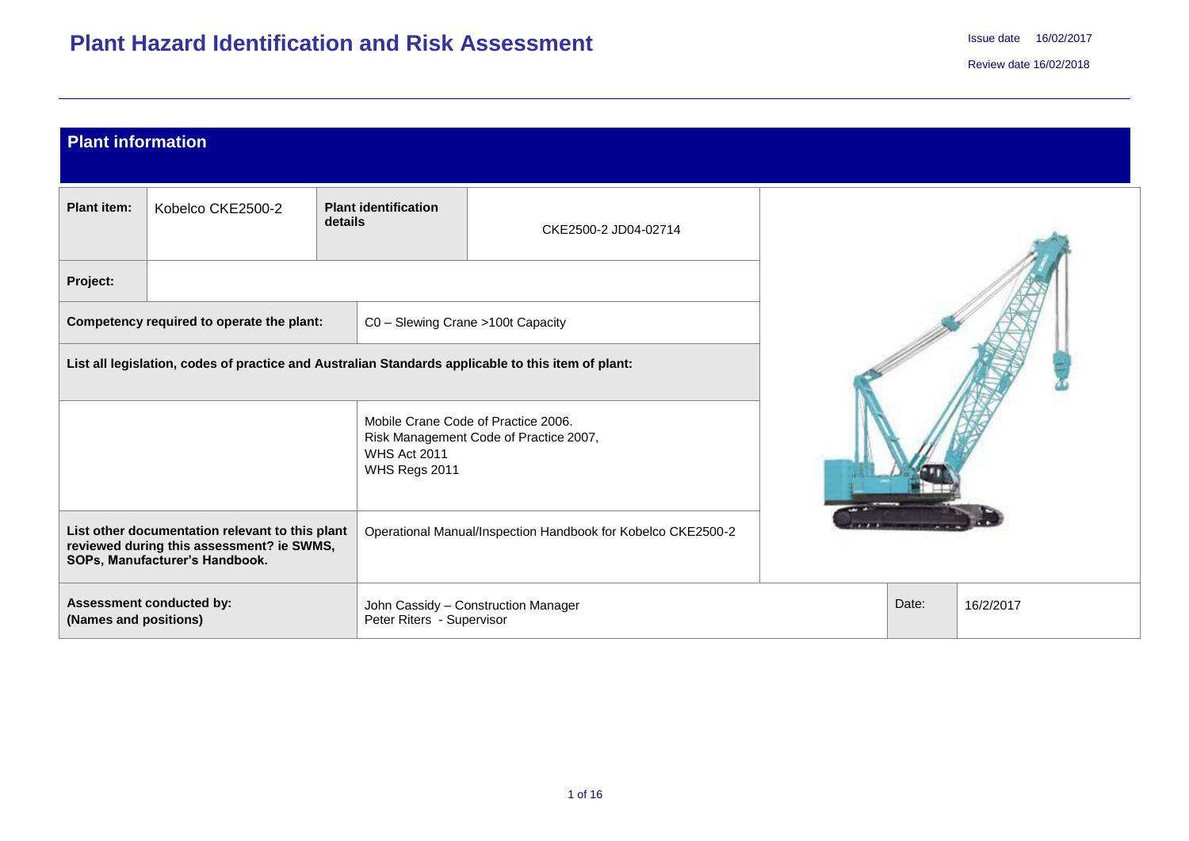# Plant Hazard Identification and Risk Assessment

Issue date 16/02/2017

Review date 16/02/2018

## Plant information

| | | | |
|---|---|---|---|
| **Plant item:** | Kobelco CKE2500-2 | **Plant identification details** | CKE2500-2 JD04-02714 |
| **Project:** | | | |
| **Competency required to operate the plant:** | | C0 – Slewing Crane >100t Capacity | |
| **List all legislation, codes of practice and Australian Standards applicable to this item of plant:** | | | |
| | | Mobile Crane Code of Practice 2006.<br>Risk Management Code of Practice 2007,<br>WHS Act 2011<br>WHS Regs 2011 | |
| **List other documentation relevant to this plant reviewed during this assessment? ie SWMS, SOPs, Manufacturer's Handbook.** | | Operational Manual/Inspection Handbook for Kobelco CKE2500-2 | |

| | | | |
|---|---|---|---|
| **Assessment conducted by: (Names and positions)** | John Cassidy – Construction Manager<br>Peter Riters - Supervisor | Date: | 16/2/2017 |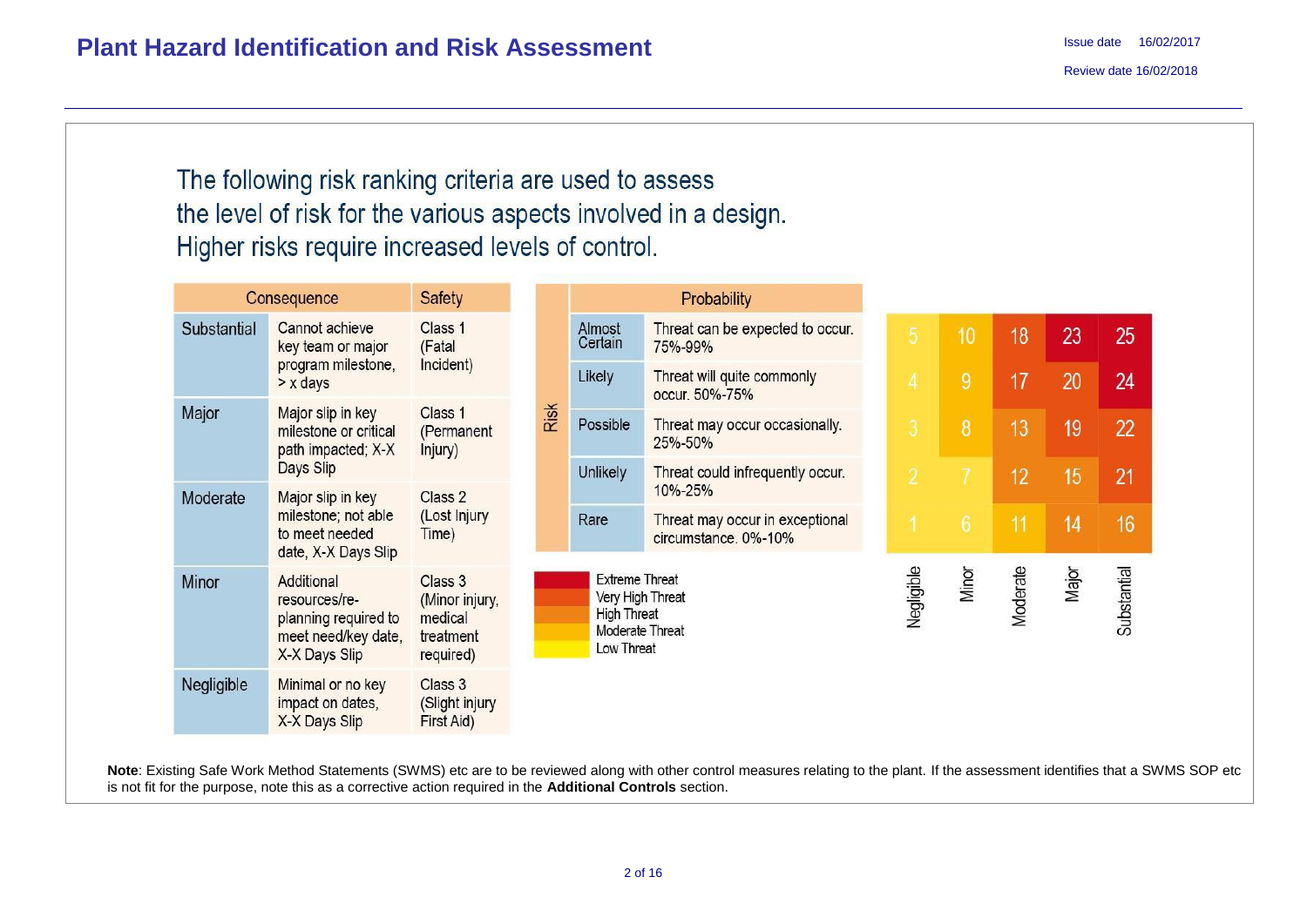The following risk ranking criteria are used to assess the level of risk for the various aspects involved in a design. Higher risks require increased levels of control.

| Consequence | | Safety |
|---|---|---|
| Substantial | Cannot achieve key team or major program milestone, > x days | Class 1 (Fatal Incident) |
| Major | Major slip in key milestone or critical path impacted; X-X Days Slip | Class 1 (Permanent Injury) |
| Moderate | Major slip in key milestone; not able to meet needed date, X-X Days Slip | Class 2 (Lost Injury Time) |
| Minor | Additional resources/re-planning required to meet need/key date, X-X Days Slip | Class 3 (Minor injury, medical treatment required) |
| Negligible | Minimal or no key impact on dates, X-X Days Slip | Class 3 (Slight injury First Aid) |

| Risk | Probability | | Negligible | Minor | Moderate | Major | Substantial |
|---|---|---|---|---|---|---|---|
| | Almost Certain | Threat can be expected to occur. 75%-99% | 5 | 10 | 18 | 23 | 25 |
| | Likely | Threat will quite commonly occur. 50%-75% | 4 | 9 | 17 | 20 | 24 |
| | Possible | Threat may occur occasionally. 25%-50% | 3 | 8 | 13 | 19 | 22 |
| | Unlikely | Threat could infrequently occur. 10%-25% | 2 | 7 | 12 | 15 | 21 |
| | Rare | Threat may occur in exceptional circumstance. 0%-10% | 1 | 6 | 11 | 14 | 16 |

- Extreme Threat
- Very High Threat
- High Threat
- Moderate Threat
- Low Threat

**Note**: Existing Safe Work Method Statements (SWMS) etc are to be reviewed along with other control measures relating to the plant. If the assessment identifies that a SWMS SOP etc is not fit for the purpose, note this as a corrective action required in the **Additional Controls** section.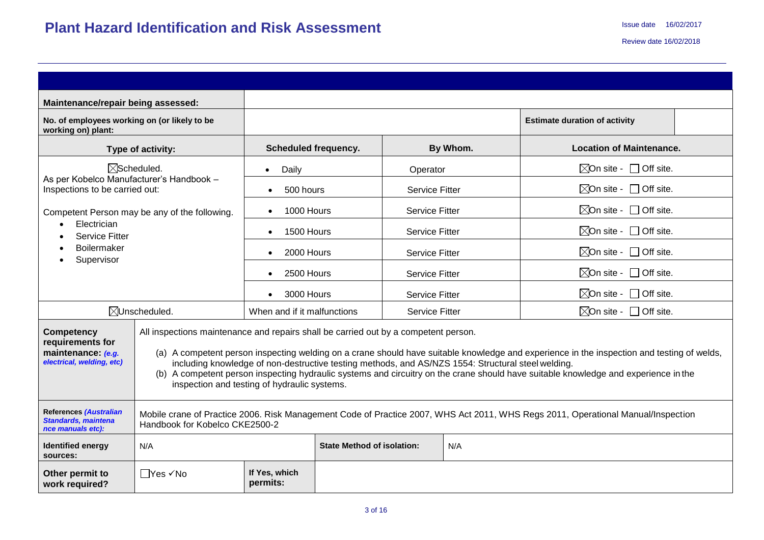# Plant Hazard Identification and Risk Assessment

Issue date 16/02/2017

Review date 16/02/2018

| | | | | | |
|---|---|---|---|---|---|
| **Maintenance/repair being assessed:** | | | | | |
| **No. of employees working on (or likely to be working on) plant:** | | | | **Estimate duration of activity** | |
| **Type of activity:** | **Scheduled frequency.** | | **By Whom.** | **Location of Maintenance.** | |
| ☒Scheduled.<br>As per Kobelco Manufacturer's Handbook – Inspections to be carried out:<br><br>Competent Person may be any of the following.<br>• Electrician<br>• Service Fitter<br>• Boilermaker<br>• Supervisor | • Daily | | Operator | ☒On site - ☐ Off site. | |
| | • 500 hours | | Service Fitter | ☒On site - ☐ Off site. | |
| | • 1000 Hours | | Service Fitter | ☒On site - ☐ Off site. | |
| | • 1500 Hours | | Service Fitter | ☒On site - ☐ Off site. | |
| | • 2000 Hours | | Service Fitter | ☒On site - ☐ Off site. | |
| | • 2500 Hours | | Service Fitter | ☒On site - ☐ Off site. | |
| | • 3000 Hours | | Service Fitter | ☒On site - ☐ Off site. | |
| ☒Unscheduled. | When and if it malfunctions | | Service Fitter | ☒On site - ☐ Off site. | |

| | | | | |
|---|---|---|---|---|
| **Competency requirements for maintenance:** ***(e.g. electrical, welding, etc)*** | All inspections maintenance and repairs shall be carried out by a competent person.<br><br>(a) A competent person inspecting welding on a crane should have suitable knowledge and experience in the inspection and testing of welds, including knowledge of non-destructive testing methods, and AS/NZS 1554: Structural steel welding.<br>(b) A competent person inspecting hydraulic systems and circuitry on the crane should have suitable knowledge and experience in the inspection and testing of hydraulic systems. | | | |
| **References** ***(Australian Standards, maintenance manuals etc):*** | Mobile crane of Practice 2006. Risk Management Code of Practice 2007, WHS Act 2011, WHS Regs 2011, Operational Manual/Inspection Handbook for Kobelco CKE2500-2 | | | |
| **Identified energy sources:** | N/A | | **State Method of isolation:** | N/A |
| **Other permit to work required?** | ☐Yes ✓No | **If Yes, which permits:** | | |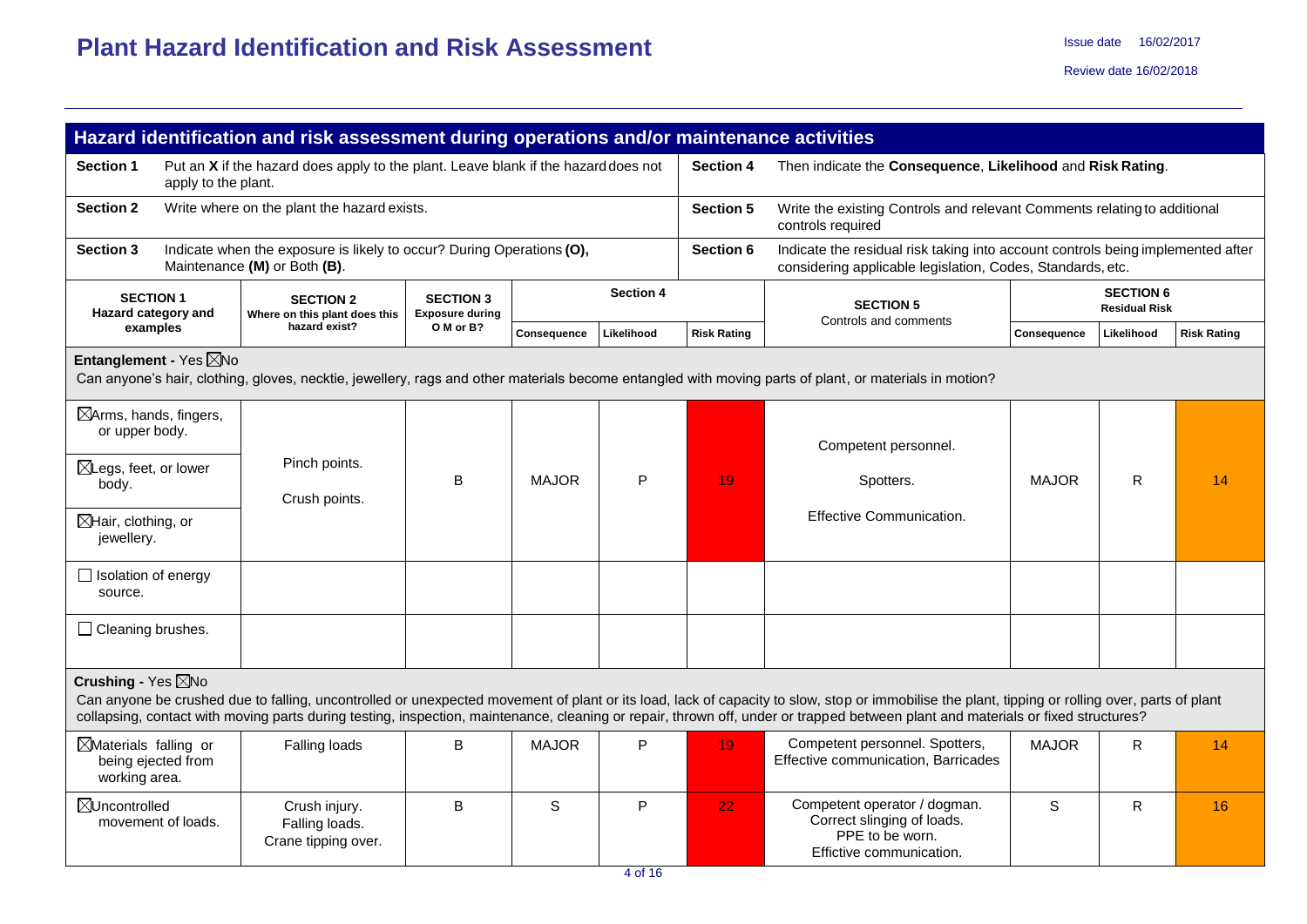# Plant Hazard Identification and Risk Assessment

Issue date 16/02/2017

Review date 16/02/2018

## Hazard identification and risk assessment during operations and/or maintenance activities

| | | | |
|---|---|---|---|
| **Section 1** | Put an **X** if the hazard does apply to the plant. Leave blank if the hazard does not apply to the plant. | **Section 4** | Then indicate the **Consequence**, **Likelihood** and **Risk Rating**. |
| **Section 2** | Write where on the plant the hazard exists. | **Section 5** | Write the existing Controls and relevant Comments relating to additional controls required |
| **Section 3** | Indicate when the exposure is likely to occur? During Operations **(O)**, Maintenance **(M)** or Both **(B)**. | **Section 6** | Indicate the residual risk taking into account controls being implemented after considering applicable legislation, Codes, Standards, etc. |

| SECTION 1 Hazard category and examples | SECTION 2 Where on this plant does this hazard exist? | SECTION 3 Exposure during O M or B? | Section 4 | | | SECTION 5 Controls and comments | SECTION 6 Residual Risk | | |
|---|---|---|---|---|---|---|---|---|---|
| | | | Consequence | Likelihood | Risk Rating | | Consequence | Likelihood | Risk Rating |
| **Entanglement -** Yes ☒No — Can anyone's hair, clothing, gloves, necktie, jewellery, rags and other materials become entangled with moving parts of plant, or materials in motion? | | | | | | | | | |
| ☒Arms, hands, fingers, or upper body. ☒Legs, feet, or lower body. ☒Hair, clothing, or jewellery. | Pinch points. Crush points. | B | MAJOR | P | 19 | Competent personnel. Spotters. Effective Communication. | MAJOR | R | 14 |
| ☐ Isolation of energy source. | | | | | | | | | |
| ☐ Cleaning brushes. | | | | | | | | | |
| **Crushing -** Yes ☒No — Can anyone be crushed due to falling, uncontrolled or unexpected movement of plant or its load, lack of capacity to slow, stop or immobilise the plant, tipping or rolling over, parts of plant collapsing, contact with moving parts during testing, inspection, maintenance, cleaning or repair, thrown off, under or trapped between plant and materials or fixed structures? | | | | | | | | | |
| ☒Materials falling or being ejected from working area. | Falling loads | B | MAJOR | P | 19 | Competent personnel. Spotters, Effective communication, Barricades | MAJOR | R | 14 |
| ☒Uncontrolled movement of loads. | Crush injury. Falling loads. Crane tipping over. | B | S | P | 22 | Competent operator / dogman. Correct slinging of loads. PPE to be worn. Effictive communication. | S | R | 16 |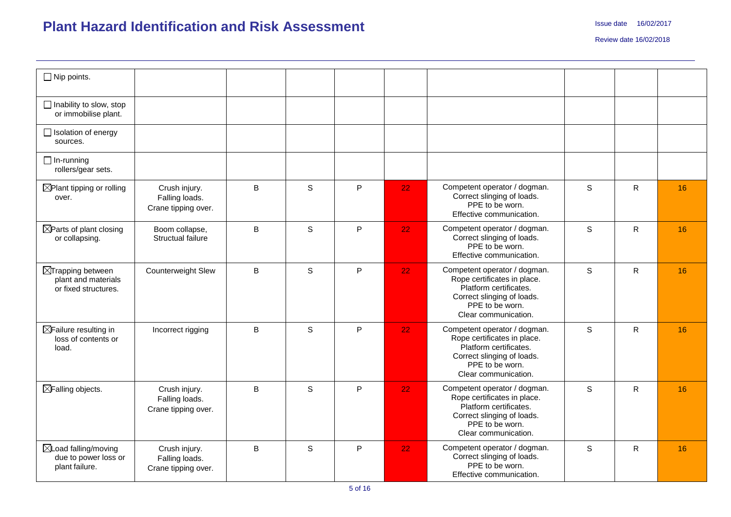# Plant Hazard Identification and Risk Assessment

Issue date 16/02/2017

Review date 16/02/2018

| | | | | | | | | | |
|---|---|---|---|---|---|---|---|---|---|
| ☐ Nip points. | | | | | | | | | |
| ☐ Inability to slow, stop or immobilise plant. | | | | | | | | | |
| ☐ Isolation of energy sources. | | | | | | | | | |
| ☐ In-running rollers/gear sets. | | | | | | | | | |
| ☒ Plant tipping or rolling over. | Crush injury. Falling loads. Crane tipping over. | B | S | P | 22 | Competent operator / dogman. Correct slinging of loads. PPE to be worn. Effective communication. | S | R | 16 |
| ☒ Parts of plant closing or collapsing. | Boom collapse, Structual failure | B | S | P | 22 | Competent operator / dogman. Correct slinging of loads. PPE to be worn. Effective communication. | S | R | 16 |
| ☒ Trapping between plant and materials or fixed structures. | Counterweight Slew | B | S | P | 22 | Competent operator / dogman. Rope certificates in place. Platform certificates. Correct slinging of loads. PPE to be worn. Clear communication. | S | R | 16 |
| ☒ Failure resulting in loss of contents or load. | Incorrect rigging | B | S | P | 22 | Competent operator / dogman. Rope certificates in place. Platform certificates. Correct slinging of loads. PPE to be worn. Clear communication. | S | R | 16 |
| ☒ Falling objects. | Crush injury. Falling loads. Crane tipping over. | B | S | P | 22 | Competent operator / dogman. Rope certificates in place. Platform certificates. Correct slinging of loads. PPE to be worn. Clear communication. | S | R | 16 |
| ☒ Load falling/moving due to power loss or plant failure. | Crush injury. Falling loads. Crane tipping over. | B | S | P | 22 | Competent operator / dogman. Correct slinging of loads. PPE to be worn. Effective communication. | S | R | 16 |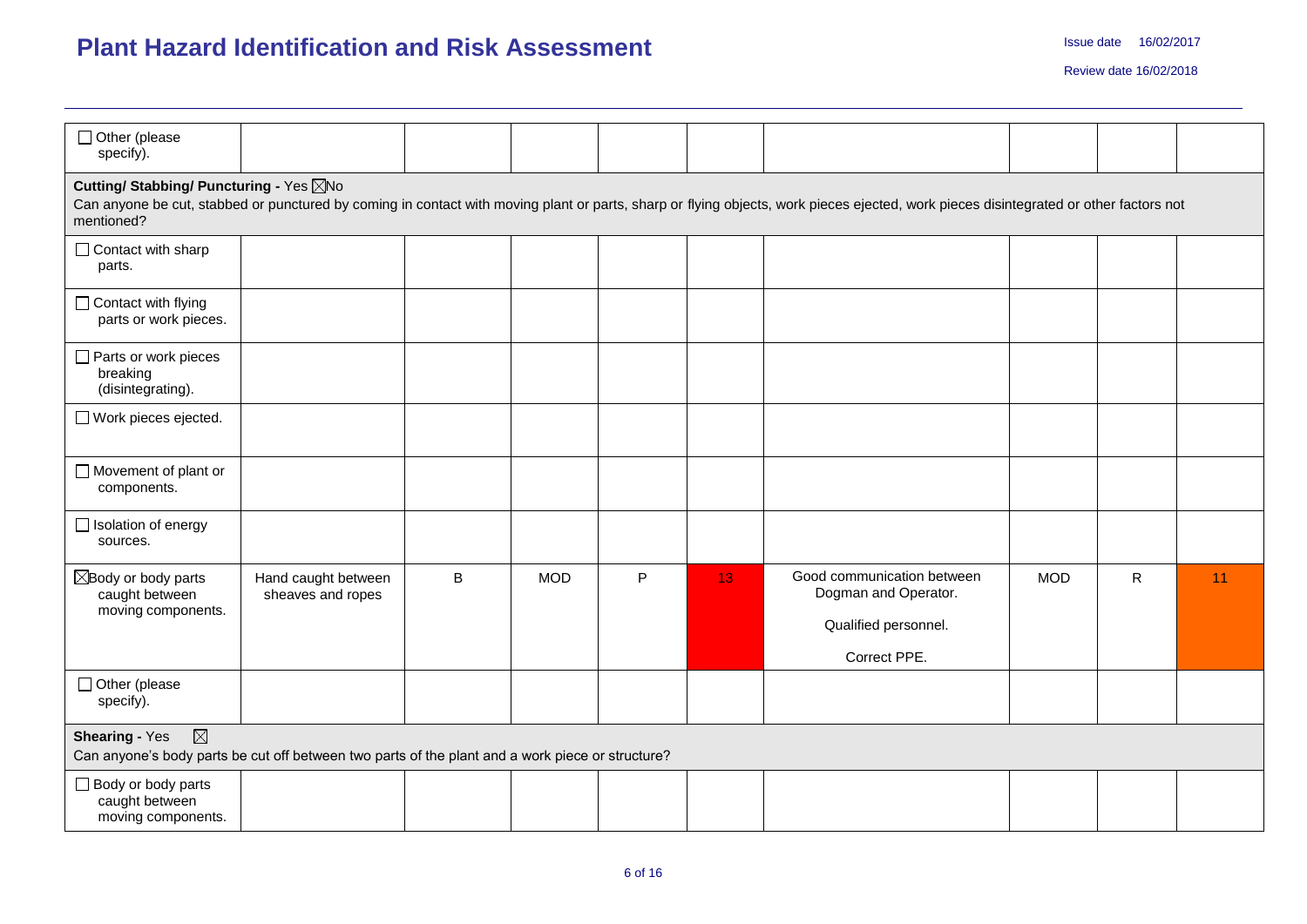| | | | | | | | | | |
|---|---|---|---|---|---|---|---|---|---|
| ☐ Other (please specify). | | | | | | | | | |
| **Cutting/ Stabbing/ Puncturing -** Yes ☒No<br>Can anyone be cut, stabbed or punctured by coming in contact with moving plant or parts, sharp or flying objects, work pieces ejected, work pieces disintegrated or other factors not mentioned? | | | | | | | | | |
| ☐ Contact with sharp parts. | | | | | | | | | |
| ☐ Contact with flying parts or work pieces. | | | | | | | | | |
| ☐ Parts or work pieces breaking (disintegrating). | | | | | | | | | |
| ☐ Work pieces ejected. | | | | | | | | | |
| ☐ Movement of plant or components. | | | | | | | | | |
| ☐ Isolation of energy sources. | | | | | | | | | |
| ☒Body or body parts caught between moving components. | Hand caught between sheaves and ropes | B | MOD | P | 13 | Good communication between Dogman and Operator.<br><br>Qualified personnel.<br><br>Correct PPE. | MOD | R | 11 |
| ☐ Other (please specify). | | | | | | | | | |
| **Shearing -** Yes ☒<br>Can anyone's body parts be cut off between two parts of the plant and a work piece or structure? | | | | | | | | | |
| ☐ Body or body parts caught between moving components. | | | | | | | | | |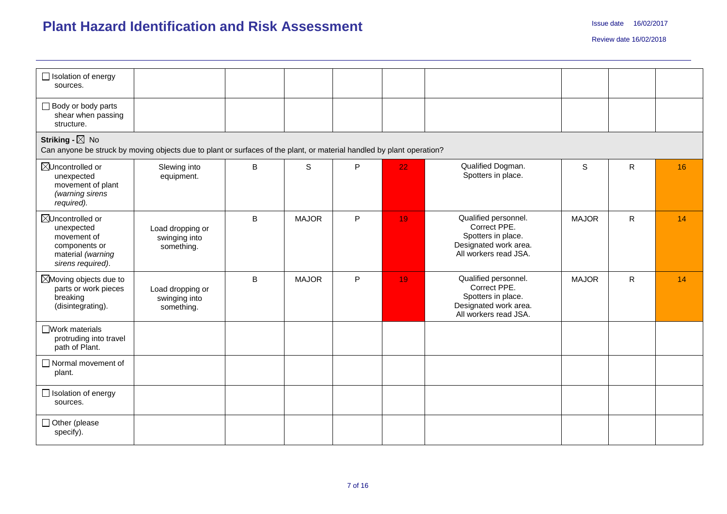# Plant Hazard Identification and Risk Assessment

Issue date 16/02/2017

Review date 16/02/2018

| | | | | | | | | | |
|---|---|---|---|---|---|---|---|---|---|
| ☐ Isolation of energy sources. | | | | | | | | | |
| ☐ Body or body parts shear when passing structure. | | | | | | | | | |
| **Striking -** ☒ No<br>Can anyone be struck by moving objects due to plant or surfaces of the plant, or material handled by plant operation? | | | | | | | | | |
| ☒Uncontrolled or unexpected movement of plant *(warning sirens required).* | Slewing into equipment. | B | S | P | 22 | Qualified Dogman.<br>Spotters in place. | S | R | 16 |
| ☒Uncontrolled or unexpected movement of components or material *(warning sirens required)*. | Load dropping or swinging into something. | B | MAJOR | P | 19 | Qualified personnel.<br>Correct PPE.<br>Spotters in place.<br>Designated work area.<br>All workers read JSA. | MAJOR | R | 14 |
| ☒Moving objects due to parts or work pieces breaking (disintegrating). | Load dropping or swinging into something. | B | MAJOR | P | 19 | Qualified personnel.<br>Correct PPE.<br>Spotters in place.<br>Designated work area.<br>All workers read JSA. | MAJOR | R | 14 |
| ☐Work materials protruding into travel path of Plant. | | | | | | | | | |
| ☐ Normal movement of plant. | | | | | | | | | |
| ☐ Isolation of energy sources. | | | | | | | | | |
| ☐ Other (please specify). | | | | | | | | | |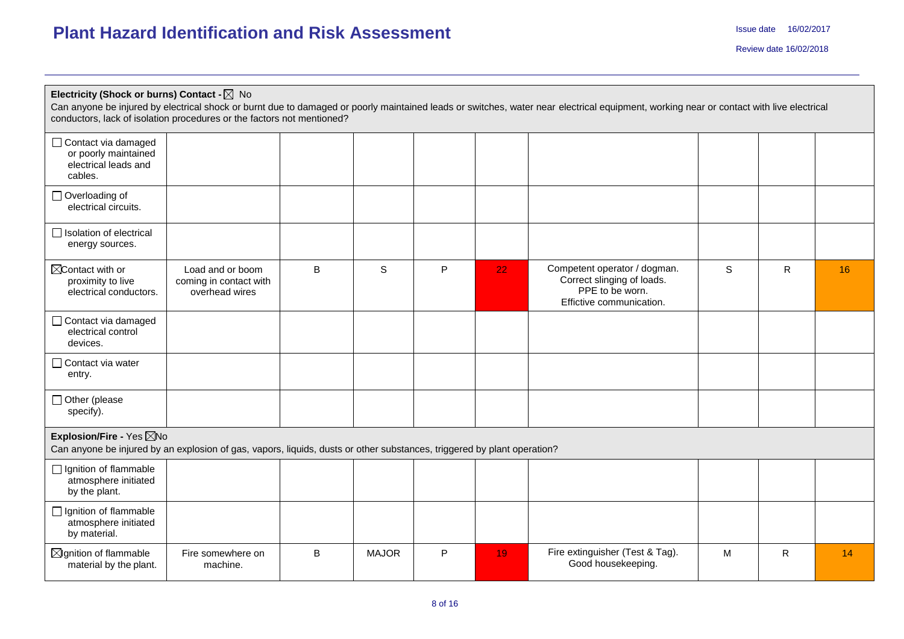# Plant Hazard Identification and Risk Assessment

Issue date 16/02/2017

Review date 16/02/2018

| **Electricity (Shock or burns) Contact -** ☒ No<br>Can anyone be injured by electrical shock or burnt due to damaged or poorly maintained leads or switches, water near electrical equipment, working near or contact with live electrical conductors, lack of isolation procedures or the factors not mentioned? | | | | | | | | | |
|---|---|---|---|---|---|---|---|---|---|
| ☐ Contact via damaged or poorly maintained electrical leads and cables. | | | | | | | | | |
| ☐ Overloading of electrical circuits. | | | | | | | | | |
| ☐ Isolation of electrical energy sources. | | | | | | | | | |
| ☒Contact with or proximity to live electrical conductors. | Load and or boom coming in contact with overhead wires | B | S | P | 22 | Competent operator / dogman.<br>Correct slinging of loads.<br>PPE to be worn.<br>Effictive communication. | S | R | 16 |
| ☐ Contact via damaged electrical control devices. | | | | | | | | | |
| ☐ Contact via water entry. | | | | | | | | | |
| ☐ Other (please specify). | | | | | | | | | |
| **Explosion/Fire -** Yes ☒No<br>Can anyone be injured by an explosion of gas, vapors, liquids, dusts or other substances, triggered by plant operation? | | | | | | | | | |
| ☐ Ignition of flammable atmosphere initiated by the plant. | | | | | | | | | |
| ☐ Ignition of flammable atmosphere initiated by material. | | | | | | | | | |
| ☒Ignition of flammable material by the plant. | Fire somewhere on machine. | B | MAJOR | P | 19 | Fire extinguisher (Test & Tag).<br>Good housekeeping. | M | R | 14 |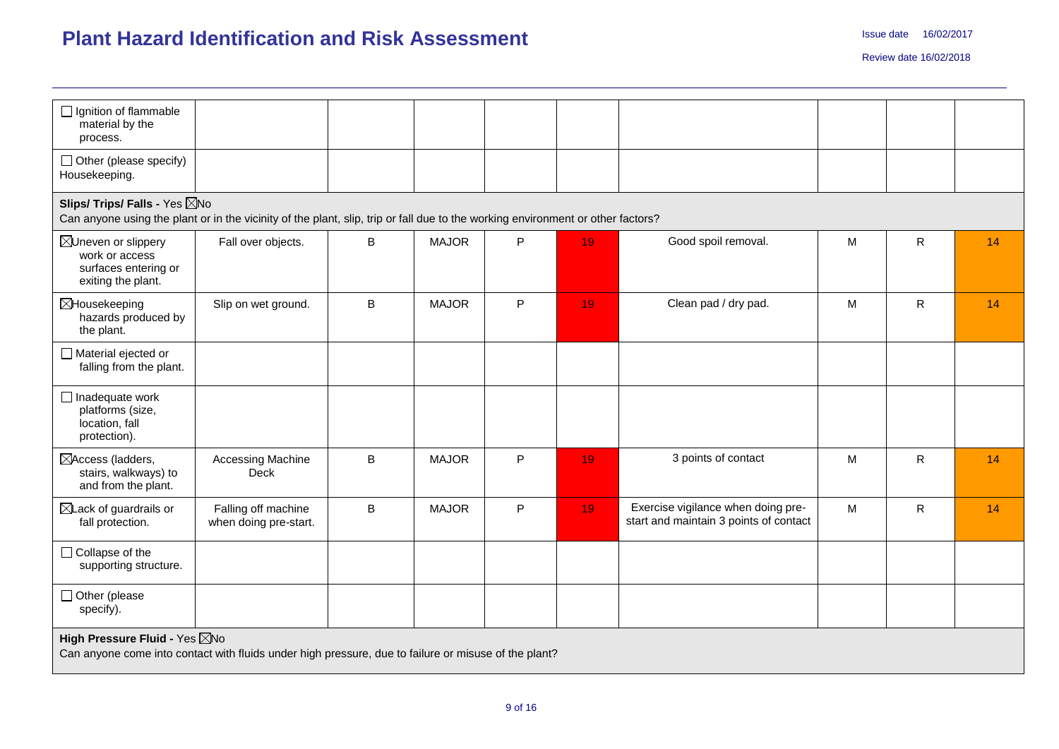| | | | | | | | | | |
|---|---|---|---|---|---|---|---|---|---|
| ☐ Ignition of flammable material by the process. | | | | | | | | | |
| ☐ Other (please specify) Housekeeping. | | | | | | | | | |
| **Slips/ Trips/ Falls -** Yes ☒No<br>Can anyone using the plant or in the vicinity of the plant, slip, trip or fall due to the working environment or other factors? | | | | | | | | | |
| ☒Uneven or slippery work or access surfaces entering or exiting the plant. | Fall over objects. | B | MAJOR | P | 19 | Good spoil removal. | M | R | 14 |
| ☒Housekeeping hazards produced by the plant. | Slip on wet ground. | B | MAJOR | P | 19 | Clean pad / dry pad. | M | R | 14 |
| ☐ Material ejected or falling from the plant. | | | | | | | | | |
| ☐ Inadequate work platforms (size, location, fall protection). | | | | | | | | | |
| ☒Access (ladders, stairs, walkways) to and from the plant. | Accessing Machine Deck | B | MAJOR | P | 19 | 3 points of contact | M | R | 14 |
| ☒Lack of guardrails or fall protection. | Falling off machine when doing pre-start. | B | MAJOR | P | 19 | Exercise vigilance when doing pre-start and maintain 3 points of contact | M | R | 14 |
| ☐ Collapse of the supporting structure. | | | | | | | | | |
| ☐ Other (please specify). | | | | | | | | | |
| **High Pressure Fluid -** Yes ☒No<br>Can anyone come into contact with fluids under high pressure, due to failure or misuse of the plant? | | | | | | | | | |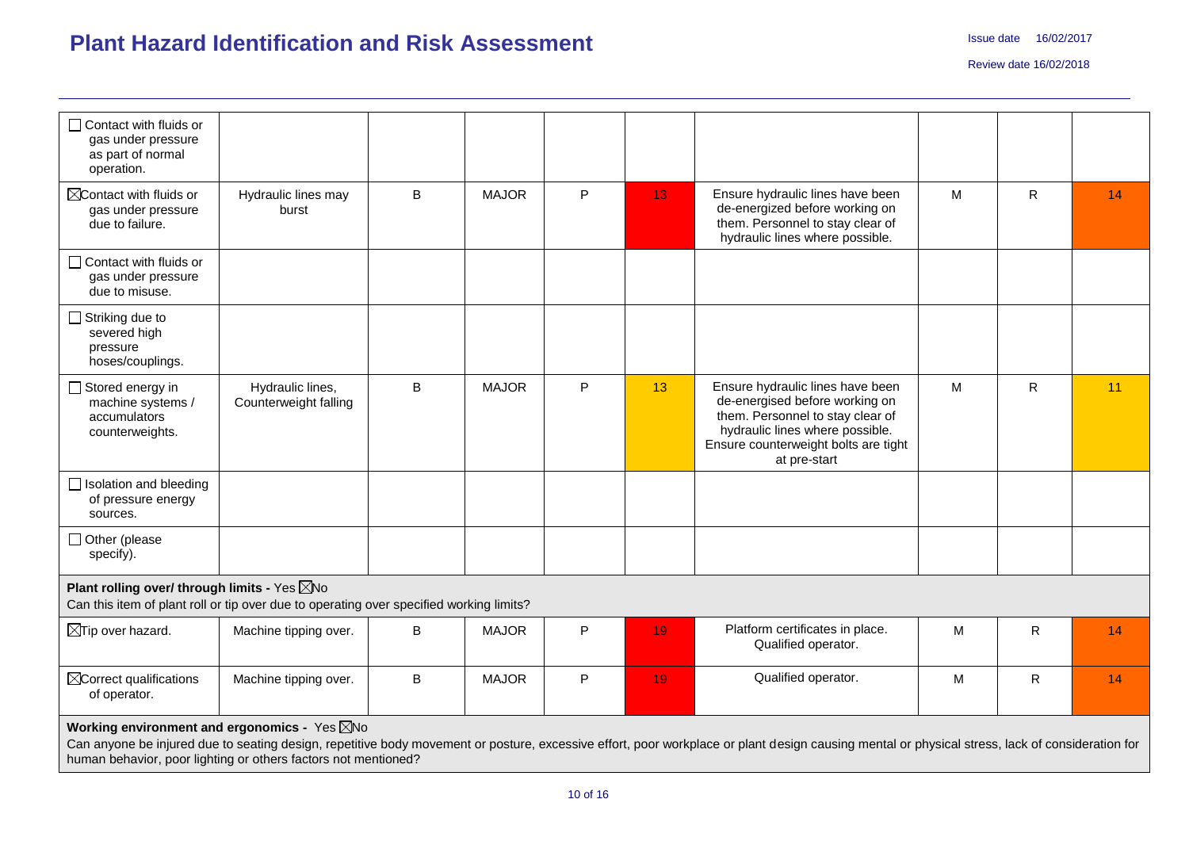# Plant Hazard Identification and Risk Assessment

Issue date 16/02/2017

Review date 16/02/2018

| | | | | | | | | | |
|---|---|---|---|---|---|---|---|---|---|
| ☐ Contact with fluids or gas under pressure as part of normal operation. | | | | | | | | | |
| ☒ Contact with fluids or gas under pressure due to failure. | Hydraulic lines may burst | B | MAJOR | P | 13 | Ensure hydraulic lines have been de-energized before working on them. Personnel to stay clear of hydraulic lines where possible. | M | R | 14 |
| ☐ Contact with fluids or gas under pressure due to misuse. | | | | | | | | | |
| ☐ Striking due to severed high pressure hoses/couplings. | | | | | | | | | |
| ☐ Stored energy in machine systems / accumulators counterweights. | Hydraulic lines, Counterweight falling | B | MAJOR | P | 13 | Ensure hydraulic lines have been de-energised before working on them. Personnel to stay clear of hydraulic lines where possible. Ensure counterweight bolts are tight at pre-start | M | R | 11 |
| ☐ Isolation and bleeding of pressure energy sources. | | | | | | | | | |
| ☐ Other (please specify). | | | | | | | | | |
| **Plant rolling over/ through limits -** Yes ☒No<br>Can this item of plant roll or tip over due to operating over specified working limits? | | | | | | | | | |
| ☒ Tip over hazard. | Machine tipping over. | B | MAJOR | P | 19 | Platform certificates in place. Qualified operator. | M | R | 14 |
| ☒ Correct qualifications of operator. | Machine tipping over. | B | MAJOR | P | 19 | Qualified operator. | M | R | 14 |
| **Working environment and ergonomics -** Yes ☒No<br>Can anyone be injured due to seating design, repetitive body movement or posture, excessive effort, poor workplace or plant design causing mental or physical stress, lack of consideration for human behavior, poor lighting or others factors not mentioned? | | | | | | | | | |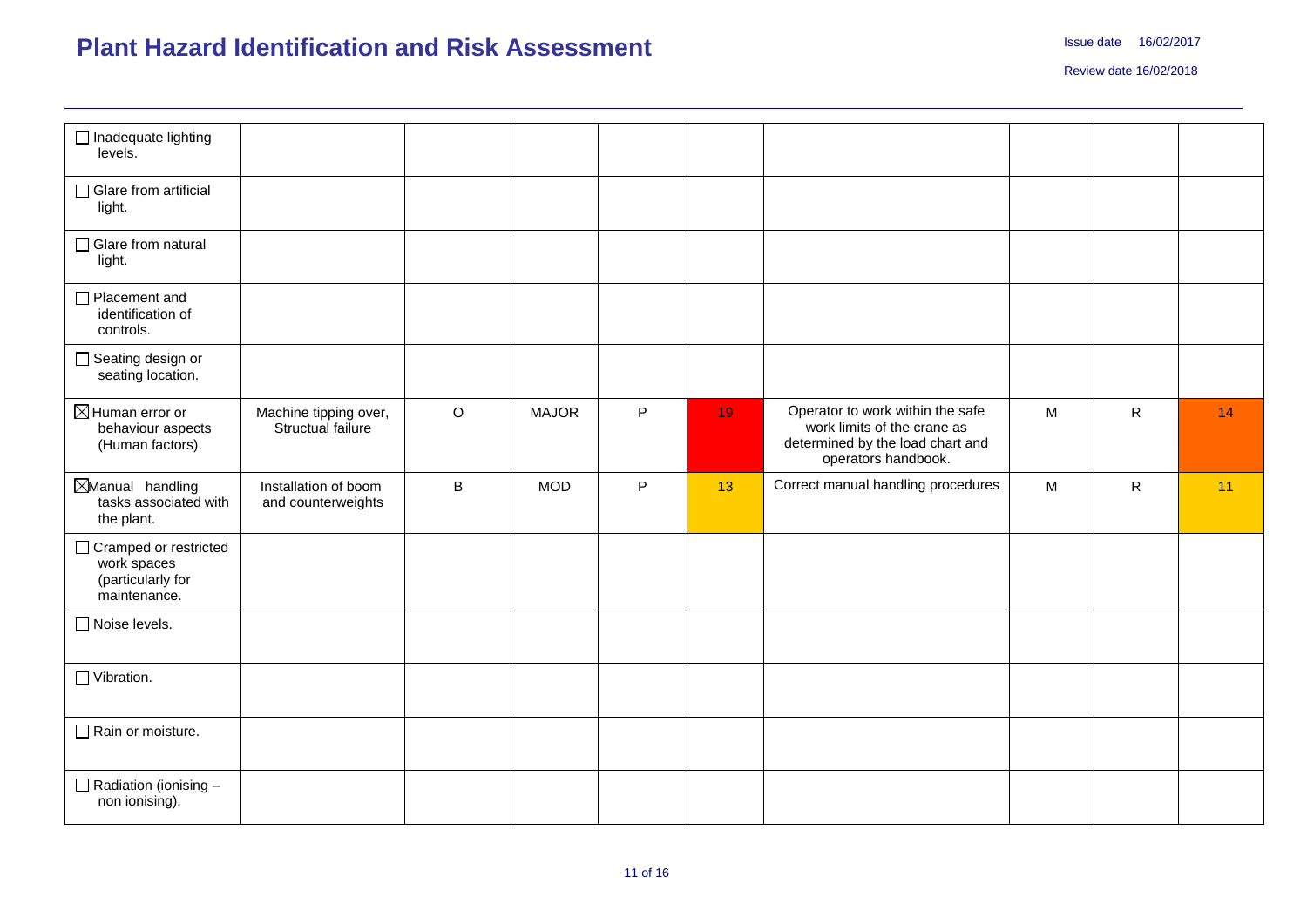# Plant Hazard Identification and Risk Assessment

Issue date 16/02/2017

Review date 16/02/2018

| | | | | | | | | | |
|---|---|---|---|---|---|---|---|---|---|
| ☐ Inadequate lighting levels. | | | | | | | | | |
| ☐ Glare from artificial light. | | | | | | | | | |
| ☐ Glare from natural light. | | | | | | | | | |
| ☐ Placement and identification of controls. | | | | | | | | | |
| ☐ Seating design or seating location. | | | | | | | | | |
| ☒ Human error or behaviour aspects (Human factors). | Machine tipping over, Structual failure | O | MAJOR | P | 19 | Operator to work within the safe work limits of the crane as determined by the load chart and operators handbook. | M | R | 14 |
| ☒ Manual handling tasks associated with the plant. | Installation of boom and counterweights | B | MOD | P | 13 | Correct manual handling procedures | M | R | 11 |
| ☐ Cramped or restricted work spaces (particularly for maintenance. | | | | | | | | | |
| ☐ Noise levels. | | | | | | | | | |
| ☐ Vibration. | | | | | | | | | |
| ☐ Rain or moisture. | | | | | | | | | |
| ☐ Radiation (ionising – non ionising). | | | | | | | | | |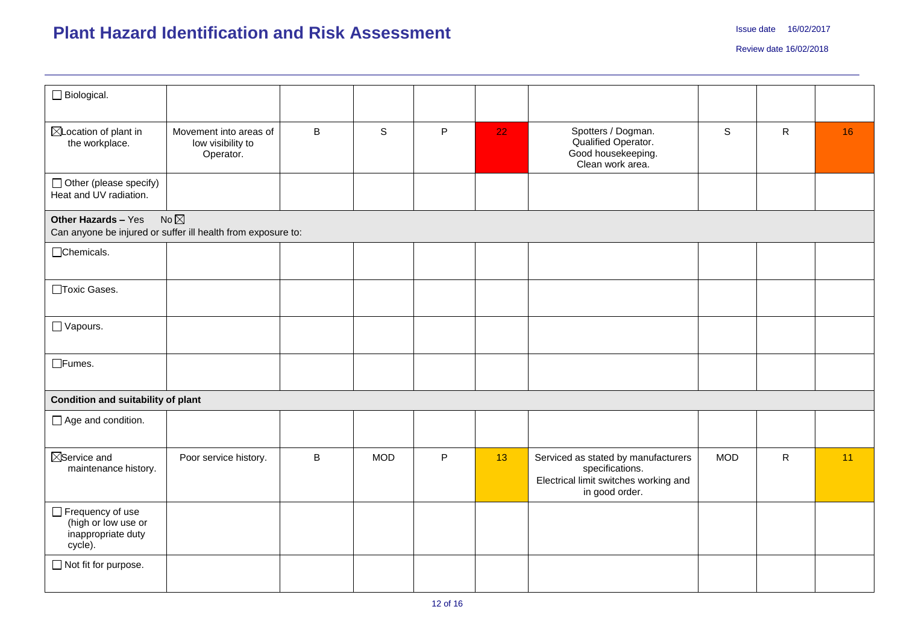# Plant Hazard Identification and Risk Assessment

Issue date 16/02/2017

Review date 16/02/2018

| | | | | | | | | | |
|---|---|---|---|---|---|---|---|---|---|
| ☐ Biological. | | | | | | | | | |
| ☒ Location of plant in the workplace. | Movement into areas of low visibility to Operator. | B | S | P | 22 | Spotters / Dogman. Qualified Operator. Good housekeeping. Clean work area. | S | R | 16 |
| ☐ Other (please specify) Heat and UV radiation. | | | | | | | | | |
| **Other Hazards –** Yes No ☒ Can anyone be injured or suffer ill health from exposure to: | | | | | | | | | |
| ☐ Chemicals. | | | | | | | | | |
| ☐ Toxic Gases. | | | | | | | | | |
| ☐ Vapours. | | | | | | | | | |
| ☐ Fumes. | | | | | | | | | |
| **Condition and suitability of plant** | | | | | | | | | |
| ☐ Age and condition. | | | | | | | | | |
| ☒ Service and maintenance history. | Poor service history. | B | MOD | P | 13 | Serviced as stated by manufacturers specifications. Electrical limit switches working and in good order. | MOD | R | 11 |
| ☐ Frequency of use (high or low use or inappropriate duty cycle). | | | | | | | | | |
| ☐ Not fit for purpose. | | | | | | | | | |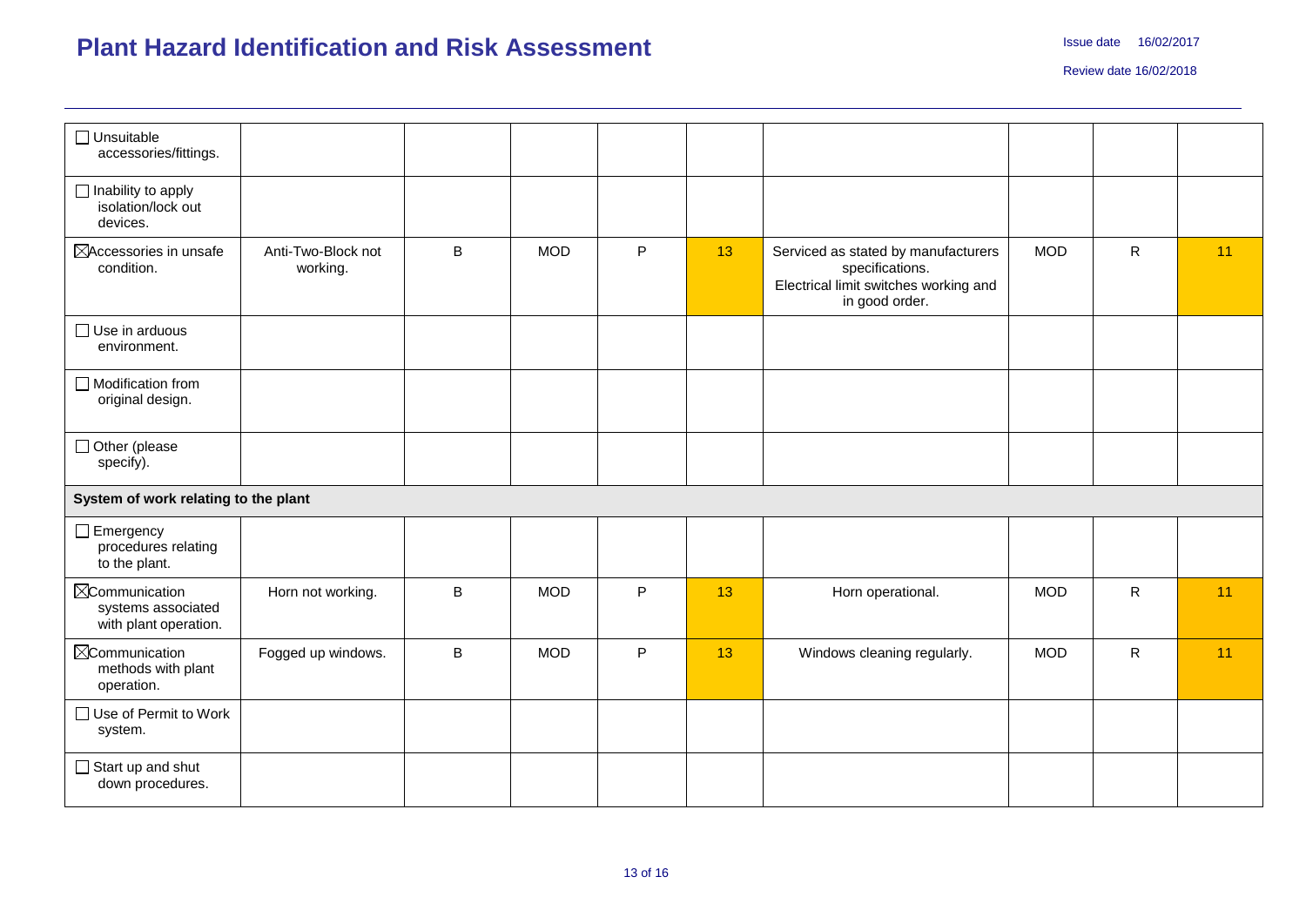# Plant Hazard Identification and Risk Assessment

Issue date 16/02/2017

Review date 16/02/2018

| | | | | | | | | | |
|---|---|---|---|---|---|---|---|---|---|
| ☐ Unsuitable accessories/fittings. | | | | | | | | | |
| ☐ Inability to apply isolation/lock out devices. | | | | | | | | | |
| ☒ Accessories in unsafe condition. | Anti-Two-Block not working. | B | MOD | P | 13 | Serviced as stated by manufacturers specifications. Electrical limit switches working and in good order. | MOD | R | 11 |
| ☐ Use in arduous environment. | | | | | | | | | |
| ☐ Modification from original design. | | | | | | | | | |
| ☐ Other (please specify). | | | | | | | | | |
| **System of work relating to the plant** | | | | | | | | | |
| ☐ Emergency procedures relating to the plant. | | | | | | | | | |
| ☒ Communication systems associated with plant operation. | Horn not working. | B | MOD | P | 13 | Horn operational. | MOD | R | 11 |
| ☒ Communication methods with plant operation. | Fogged up windows. | B | MOD | P | 13 | Windows cleaning regularly. | MOD | R | 11 |
| ☐ Use of Permit to Work system. | | | | | | | | | |
| ☐ Start up and shut down procedures. | | | | | | | | | |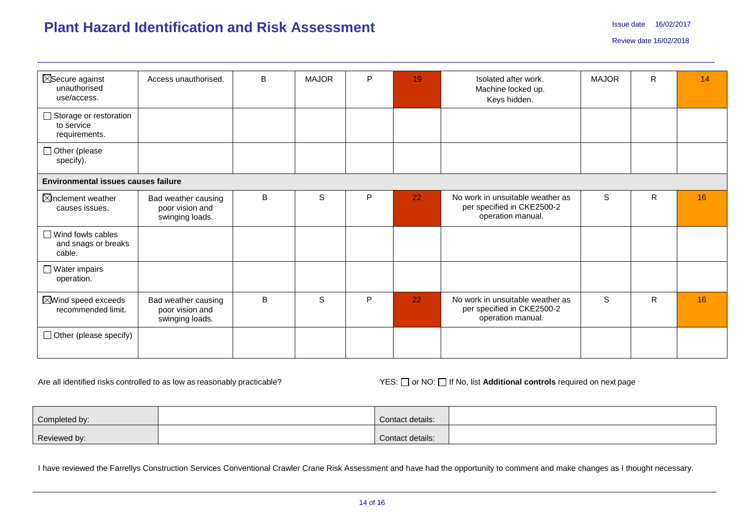# Plant Hazard Identification and Risk Assessment

Issue date 16/02/2017

Review date 16/02/2018

| | | | | | | | | | |
|---|---|---|---|---|---|---|---|---|---|
| ☒Secure against unauthorised use/access. | Access unauthorised. | B | MAJOR | P | 19 | Isolated after work. Machine locked up. Keys hidden. | MAJOR | R | 14 |
| ☐ Storage or restoration to service requirements. | | | | | | | | | |
| ☐ Other (please specify). | | | | | | | | | |
| **Environmental issues causes failure** | | | | | | | | | |
| ☒Inclement weather causes issues. | Bad weather causing poor vision and swinging loads. | B | S | P | 22 | No work in unsuitable weather as per specified in CKE2500-2 operation manual. | S | R | 16 |
| ☐ Wind fowls cables and snags or breaks cable. | | | | | | | | | |
| ☐ Water impairs operation. | | | | | | | | | |
| ☒Wind speed exceeds recommended limit. | Bad weather causing poor vision and swinging loads. | B | S | P | 22 | No work in unsuitable weather as per specified in CKE2500-2 operation manual. | S | R | 16 |
| ☐ Other (please specify) | | | | | | | | | |

Are all identified risks controlled to as low as reasonably practicable? YES: ☐ or NO: ☐ If No, list **Additional controls** required on next page

| | | | |
|---|---|---|---|
| Completed by: | | Contact details: | |
| Reviewed by: | | Contact details: | |

I have reviewed the Farrellys Construction Services Conventional Crawler Crane Risk Assessment and have had the opportunity to comment and make changes as I thought necessary.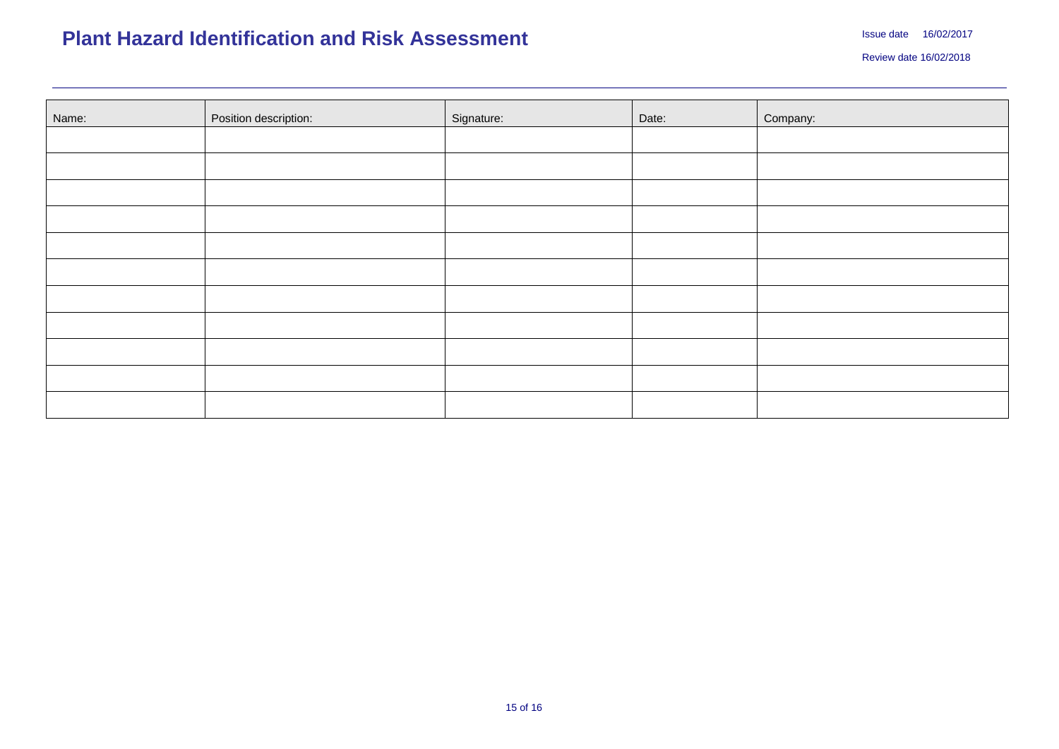# Plant Hazard Identification and Risk Assessment

Issue date 16/02/2017

Review date 16/02/2018

| Name: | Position description: | Signature: | Date: | Company: |
| --- | --- | --- | --- | --- |
| | | | | |
| | | | | |
| | | | | |
| | | | | |
| | | | | |
| | | | | |
| | | | | |
| | | | | |
| | | | | |
| | | | | |
| | | | | |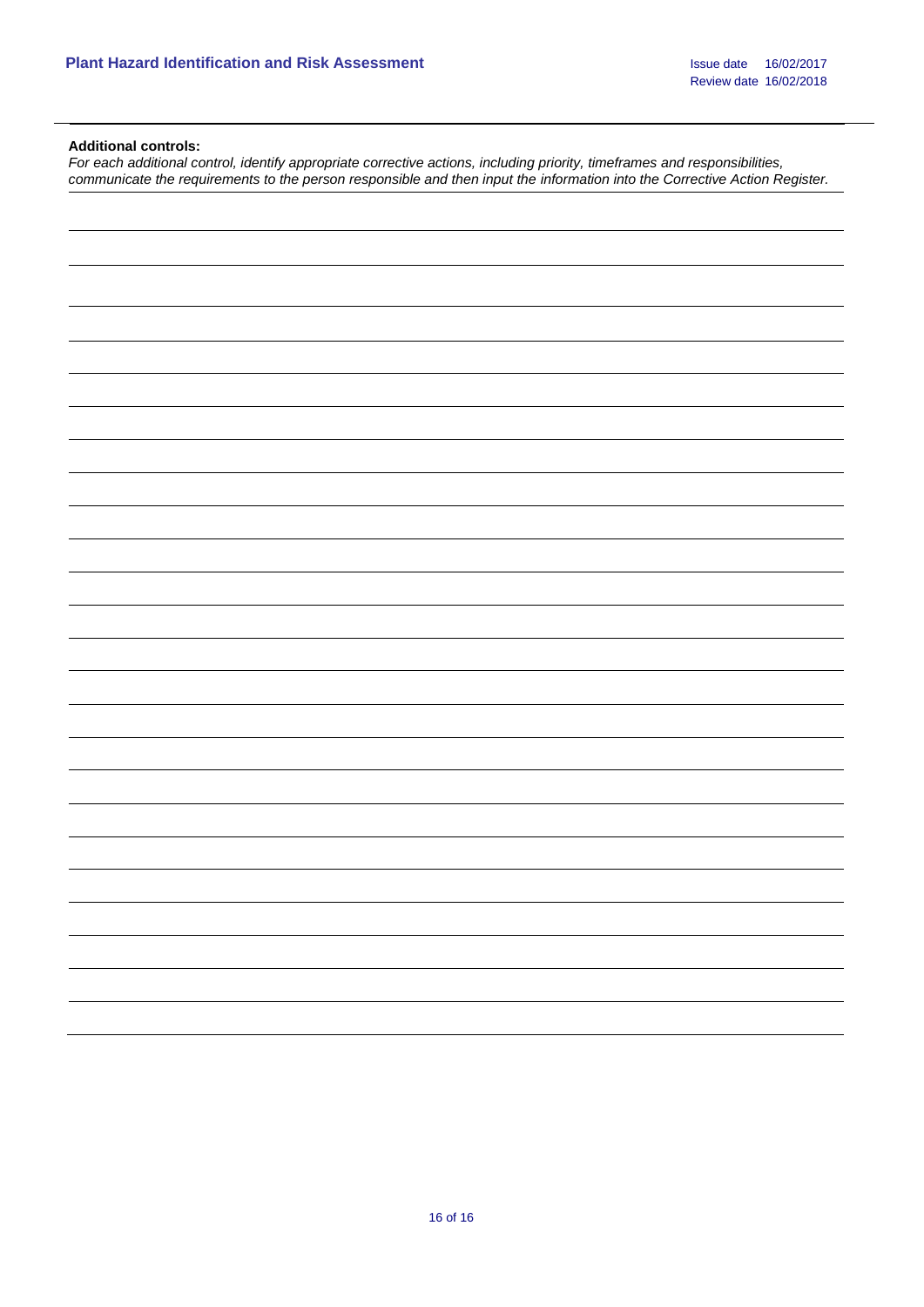**Additional controls:**

*For each additional control, identify appropriate corrective actions, including priority, timeframes and responsibilities, communicate the requirements to the person responsible and then input the information into the Corrective Action Register.*